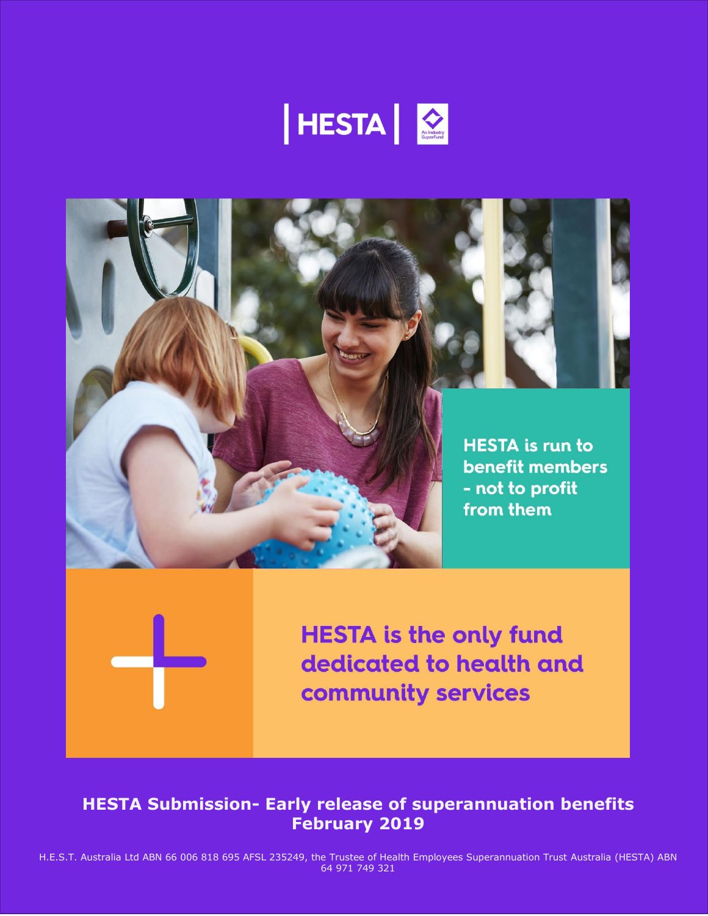HESTA | An Industry SuperFund

HESTA is run to benefit members - not to profit from them

HESTA is the only fund dedicated to health and community services

**HESTA Submission- Early release of superannuation benefits February 2019**

H.E.S.T. Australia Ltd ABN 66 006 818 695 AFSL 235249, the Trustee of Health Employees Superannuation Trust Australia (HESTA) ABN 64 971 749 321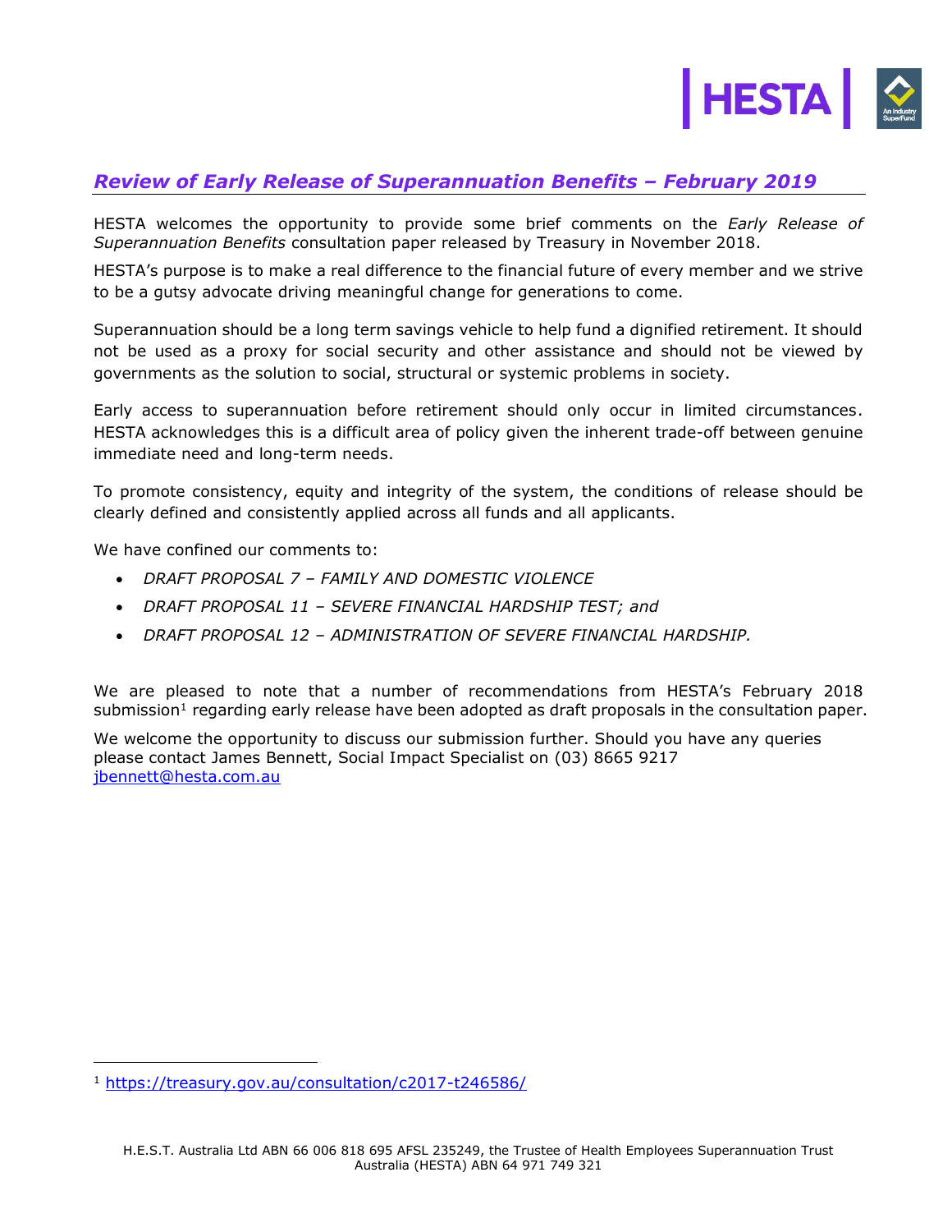## *Review of Early Release of Superannuation Benefits – February 2019*

HESTA welcomes the opportunity to provide some brief comments on the *Early Release of Superannuation Benefits* consultation paper released by Treasury in November 2018.

HESTA's purpose is to make a real difference to the financial future of every member and we strive to be a gutsy advocate driving meaningful change for generations to come.

Superannuation should be a long term savings vehicle to help fund a dignified retirement. It should not be used as a proxy for social security and other assistance and should not be viewed by governments as the solution to social, structural or systemic problems in society.

Early access to superannuation before retirement should only occur in limited circumstances. HESTA acknowledges this is a difficult area of policy given the inherent trade-off between genuine immediate need and long-term needs.

To promote consistency, equity and integrity of the system, the conditions of release should be clearly defined and consistently applied across all funds and all applicants.

We have confined our comments to:

- *DRAFT PROPOSAL 7 – FAMILY AND DOMESTIC VIOLENCE*
- *DRAFT PROPOSAL 11 – SEVERE FINANCIAL HARDSHIP TEST; and*
- *DRAFT PROPOSAL 12 – ADMINISTRATION OF SEVERE FINANCIAL HARDSHIP.*

We are pleased to note that a number of recommendations from HESTA's February 2018 submission[1] regarding early release have been adopted as draft proposals in the consultation paper.

We welcome the opportunity to discuss our submission further. Should you have any queries please contact James Bennett, Social Impact Specialist on (03) 8665 9217 jbennett@hesta.com.au

[1] https://treasury.gov.au/consultation/c2017-t246586/

H.E.S.T. Australia Ltd ABN 66 006 818 695 AFSL 235249, the Trustee of Health Employees Superannuation Trust Australia (HESTA) ABN 64 971 749 321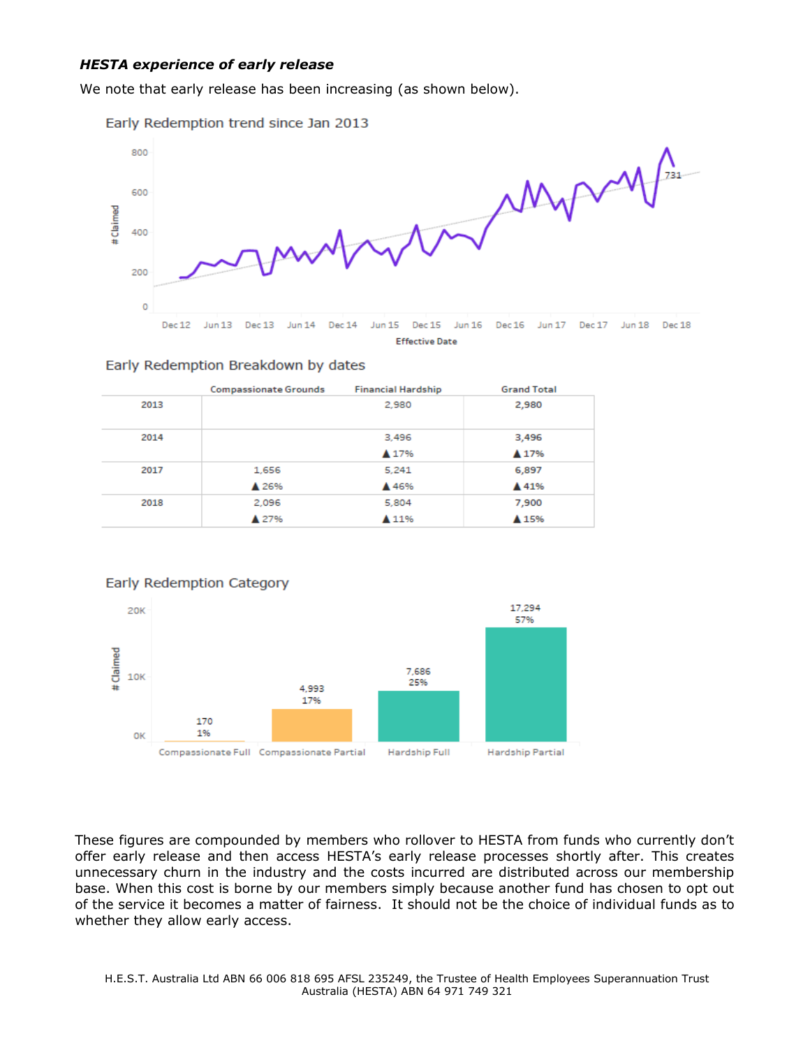***HESTA experience of early release***

We note that early release has been increasing (as shown below).

Early Redemption trend since Jan 2013

Early Redemption Breakdown by dates

| | Compassionate Grounds | Financial Hardship | Grand Total |
|---|---|---|---|
| 2013 | | 2,980 | 2,980 |
| 2014 | | 3,496 ▲17% | 3,496 ▲17% |
| 2017 | 1,656 ▲26% | 5,241 ▲46% | 6,897 ▲41% |
| 2018 | 2,096 ▲27% | 5,804 ▲11% | 7,900 ▲15% |

Early Redemption Category

These figures are compounded by members who rollover to HESTA from funds who currently don't offer early release and then access HESTA's early release processes shortly after. This creates unnecessary churn in the industry and the costs incurred are distributed across our membership base. When this cost is borne by our members simply because another fund has chosen to opt out of the service it becomes a matter of fairness. It should not be the choice of individual funds as to whether they allow early access.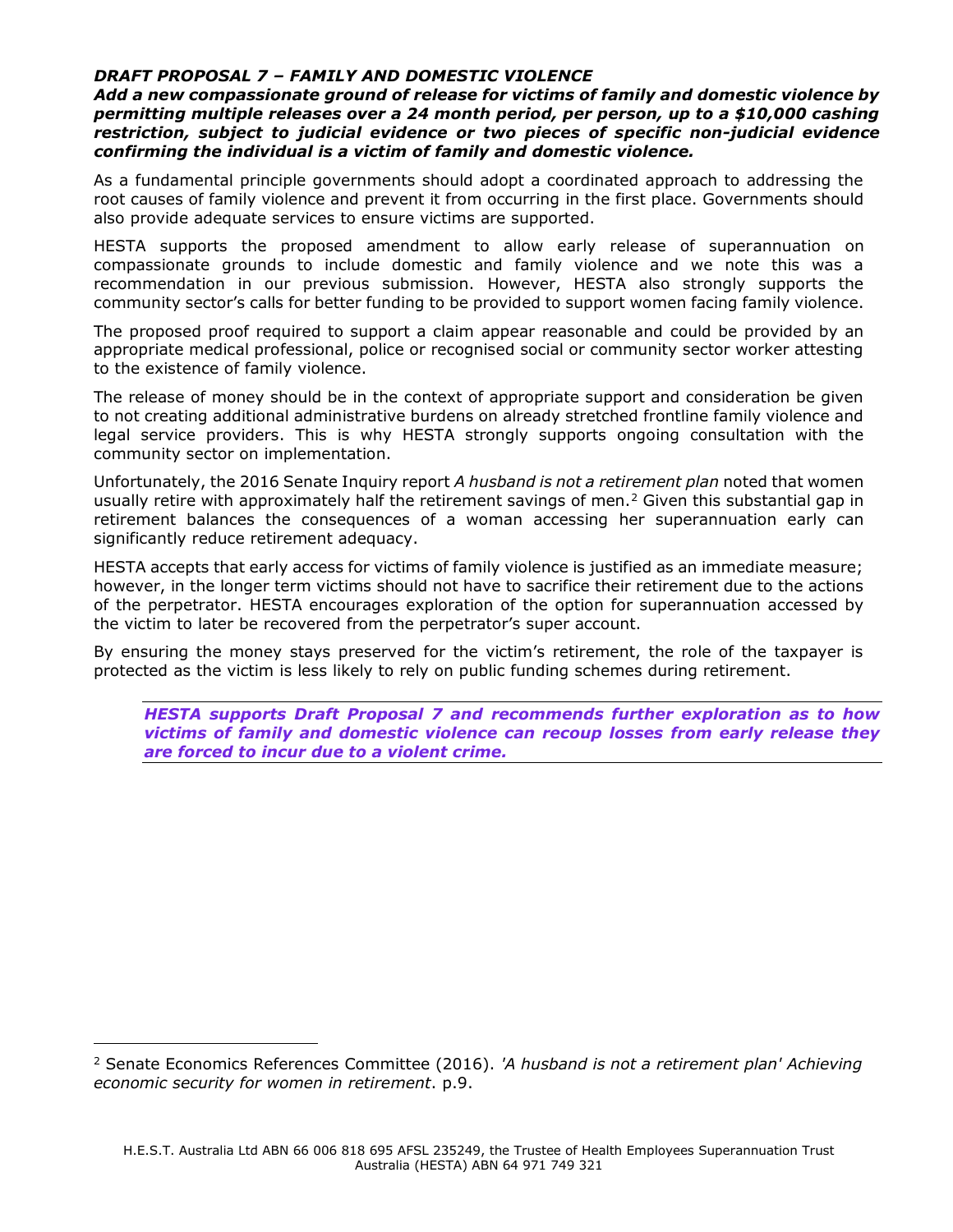***DRAFT PROPOSAL 7 – FAMILY AND DOMESTIC VIOLENCE***

***Add a new compassionate ground of release for victims of family and domestic violence by permitting multiple releases over a 24 month period, per person, up to a $10,000 cashing restriction, subject to judicial evidence or two pieces of specific non-judicial evidence confirming the individual is a victim of family and domestic violence.***

As a fundamental principle governments should adopt a coordinated approach to addressing the root causes of family violence and prevent it from occurring in the first place. Governments should also provide adequate services to ensure victims are supported.

HESTA supports the proposed amendment to allow early release of superannuation on compassionate grounds to include domestic and family violence and we note this was a recommendation in our previous submission. However, HESTA also strongly supports the community sector's calls for better funding to be provided to support women facing family violence.

The proposed proof required to support a claim appear reasonable and could be provided by an appropriate medical professional, police or recognised social or community sector worker attesting to the existence of family violence.

The release of money should be in the context of appropriate support and consideration be given to not creating additional administrative burdens on already stretched frontline family violence and legal service providers. This is why HESTA strongly supports ongoing consultation with the community sector on implementation.

Unfortunately, the 2016 Senate Inquiry report *A husband is not a retirement plan* noted that women usually retire with approximately half the retirement savings of men.[2] Given this substantial gap in retirement balances the consequences of a woman accessing her superannuation early can significantly reduce retirement adequacy.

HESTA accepts that early access for victims of family violence is justified as an immediate measure; however, in the longer term victims should not have to sacrifice their retirement due to the actions of the perpetrator. HESTA encourages exploration of the option for superannuation accessed by the victim to later be recovered from the perpetrator's super account.

By ensuring the money stays preserved for the victim's retirement, the role of the taxpayer is protected as the victim is less likely to rely on public funding schemes during retirement.

> ***HESTA supports Draft Proposal 7 and recommends further exploration as to how victims of family and domestic violence can recoup losses from early release they are forced to incur due to a violent crime.***

---

[2] Senate Economics References Committee (2016). *'A husband is not a retirement plan' Achieving economic security for women in retirement*. p.9.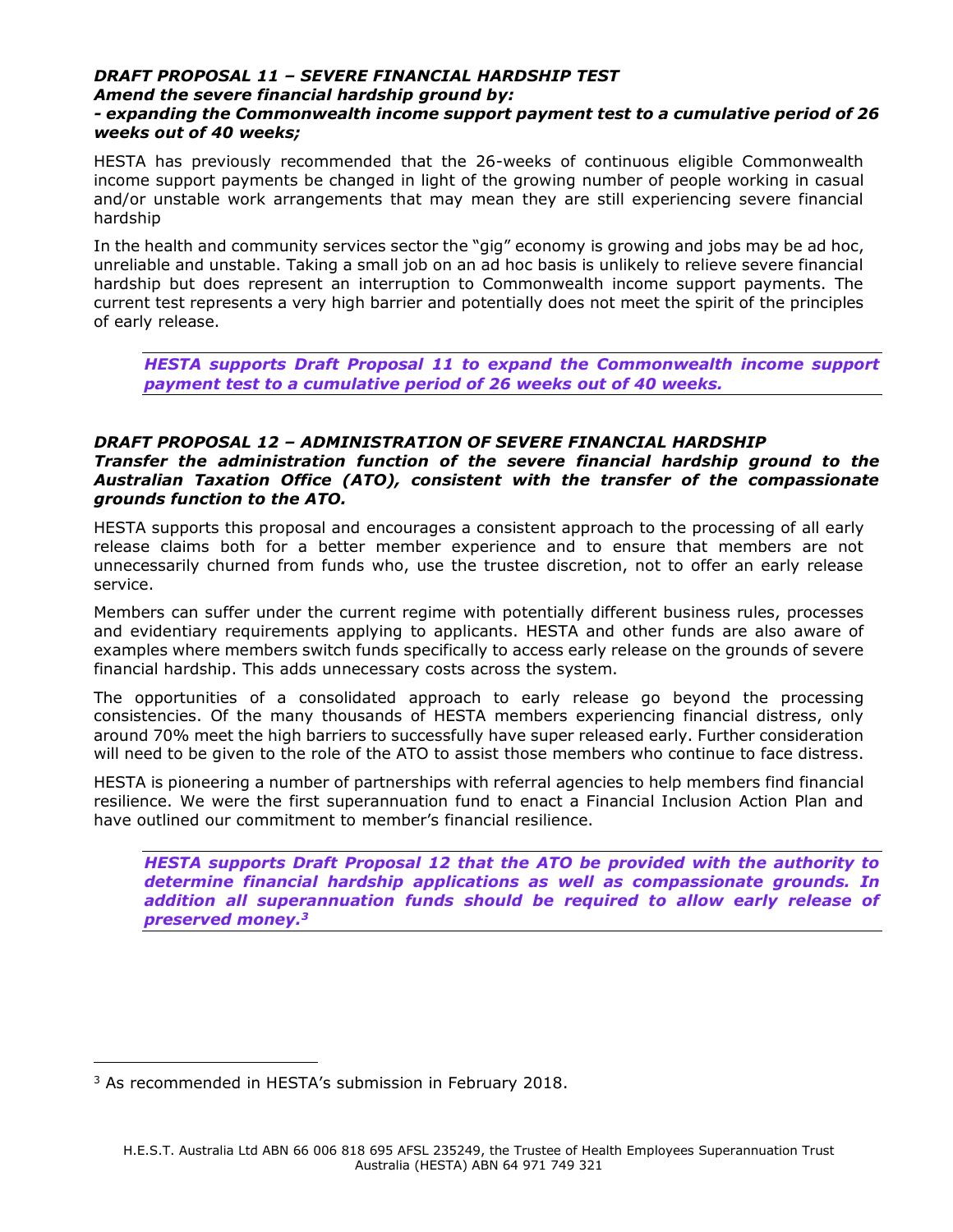### *DRAFT PROPOSAL 11 – SEVERE FINANCIAL HARDSHIP TEST*

***Amend the severe financial hardship ground by:***

***- expanding the Commonwealth income support payment test to a cumulative period of 26 weeks out of 40 weeks;***

HESTA has previously recommended that the 26-weeks of continuous eligible Commonwealth income support payments be changed in light of the growing number of people working in casual and/or unstable work arrangements that may mean they are still experiencing severe financial hardship

In the health and community services sector the "gig" economy is growing and jobs may be ad hoc, unreliable and unstable. Taking a small job on an ad hoc basis is unlikely to relieve severe financial hardship but does represent an interruption to Commonwealth income support payments. The current test represents a very high barrier and potentially does not meet the spirit of the principles of early release.

> ***HESTA supports Draft Proposal 11 to expand the Commonwealth income support payment test to a cumulative period of 26 weeks out of 40 weeks.***

### *DRAFT PROPOSAL 12 – ADMINISTRATION OF SEVERE FINANCIAL HARDSHIP*

***Transfer the administration function of the severe financial hardship ground to the Australian Taxation Office (ATO), consistent with the transfer of the compassionate grounds function to the ATO.***

HESTA supports this proposal and encourages a consistent approach to the processing of all early release claims both for a better member experience and to ensure that members are not unnecessarily churned from funds who, use the trustee discretion, not to offer an early release service.

Members can suffer under the current regime with potentially different business rules, processes and evidentiary requirements applying to applicants. HESTA and other funds are also aware of examples where members switch funds specifically to access early release on the grounds of severe financial hardship. This adds unnecessary costs across the system.

The opportunities of a consolidated approach to early release go beyond the processing consistencies. Of the many thousands of HESTA members experiencing financial distress, only around 70% meet the high barriers to successfully have super released early. Further consideration will need to be given to the role of the ATO to assist those members who continue to face distress.

HESTA is pioneering a number of partnerships with referral agencies to help members find financial resilience. We were the first superannuation fund to enact a Financial Inclusion Action Plan and have outlined our commitment to member's financial resilience.

> ***HESTA supports Draft Proposal 12 that the ATO be provided with the authority to determine financial hardship applications as well as compassionate grounds. In addition all superannuation funds should be required to allow early release of preserved money.[3]***

---

[3] As recommended in HESTA's submission in February 2018.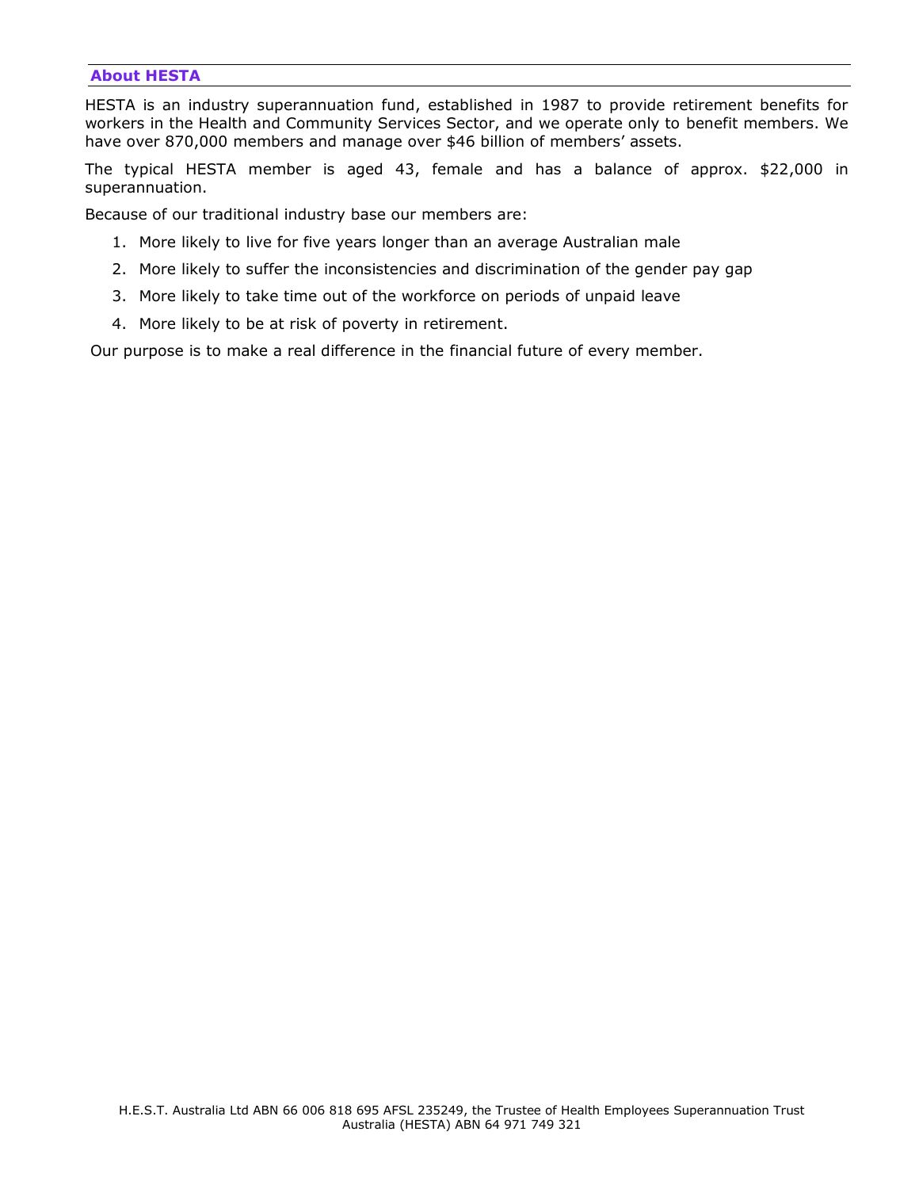## About HESTA

HESTA is an industry superannuation fund, established in 1987 to provide retirement benefits for workers in the Health and Community Services Sector, and we operate only to benefit members. We have over 870,000 members and manage over $46 billion of members' assets.

The typical HESTA member is aged 43, female and has a balance of approx. $22,000 in superannuation.

Because of our traditional industry base our members are:

1. More likely to live for five years longer than an average Australian male
2. More likely to suffer the inconsistencies and discrimination of the gender pay gap
3. More likely to take time out of the workforce on periods of unpaid leave
4. More likely to be at risk of poverty in retirement.

Our purpose is to make a real difference in the financial future of every member.

H.E.S.T. Australia Ltd ABN 66 006 818 695 AFSL 235249, the Trustee of Health Employees Superannuation Trust Australia (HESTA) ABN 64 971 749 321